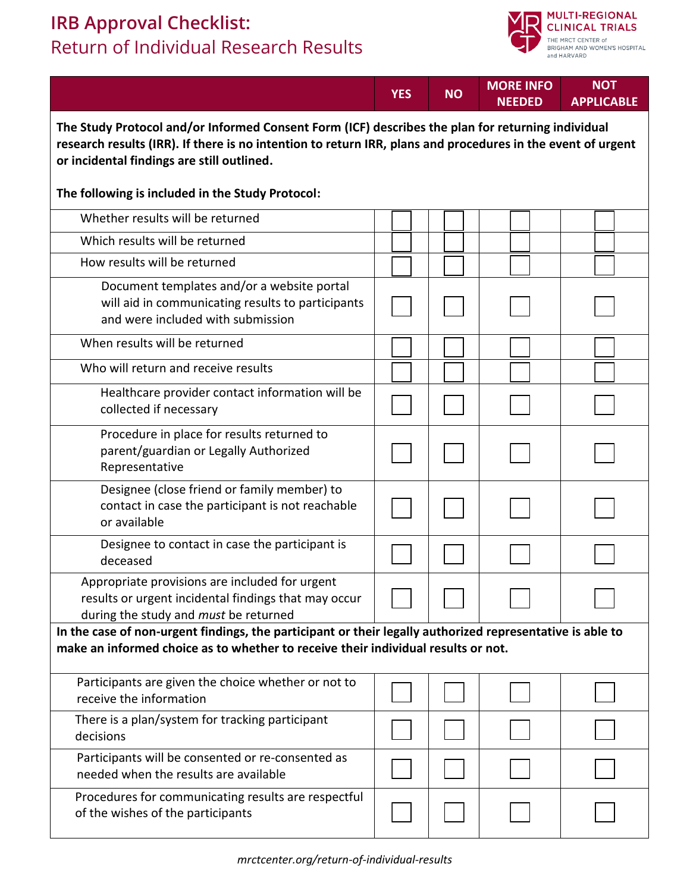# IRB Approval Checklist:
## Return of Individual Research Results

MULTI-REGIONAL CLINICAL TRIALS
THE MRCT CENTER of BRIGHAM AND WOMEN'S HOSPITAL and HARVARD

| | YES | NO | MORE INFO NEEDED | NOT APPLICABLE |
|---|---|---|---|---|
| **The Study Protocol and/or Informed Consent Form (ICF) describes the plan for returning individual research results (IRR). If there is no intention to return IRR, plans and procedures in the event of urgent or incidental findings are still outlined.** | | | | |
| **The following is included in the Study Protocol:** | | | | |
| Whether results will be returned | ☐ | ☐ | ☐ | ☐ |
| Which results will be returned | ☐ | ☐ | ☐ | ☐ |
| How results will be returned | ☐ | ☐ | ☐ | ☐ |
| Document templates and/or a website portal will aid in communicating results to participants and were included with submission | ☐ | ☐ | ☐ | ☐ |
| When results will be returned | ☐ | ☐ | ☐ | ☐ |
| Who will return and receive results | ☐ | ☐ | ☐ | ☐ |
| Healthcare provider contact information will be collected if necessary | ☐ | ☐ | ☐ | ☐ |
| Procedure in place for results returned to parent/guardian or Legally Authorized Representative | ☐ | ☐ | ☐ | ☐ |
| Designee (close friend or family member) to contact in case the participant is not reachable or available | ☐ | ☐ | ☐ | ☐ |
| Designee to contact in case the participant is deceased | ☐ | ☐ | ☐ | ☐ |
| Appropriate provisions are included for urgent results or urgent incidental findings that may occur during the study and *must* be returned | ☐ | ☐ | ☐ | ☐ |
| **In the case of non-urgent findings, the participant or their legally authorized representative is able to make an informed choice as to whether to receive their individual results or not.** | | | | |
| Participants are given the choice whether or not to receive the information | ☐ | ☐ | ☐ | ☐ |
| There is a plan/system for tracking participant decisions | ☐ | ☐ | ☐ | ☐ |
| Participants will be consented or re-consented as needed when the results are available | ☐ | ☐ | ☐ | ☐ |
| Procedures for communicating results are respectful of the wishes of the participants | ☐ | ☐ | ☐ | ☐ |

*mrctcenter.org/return-of-individual-results*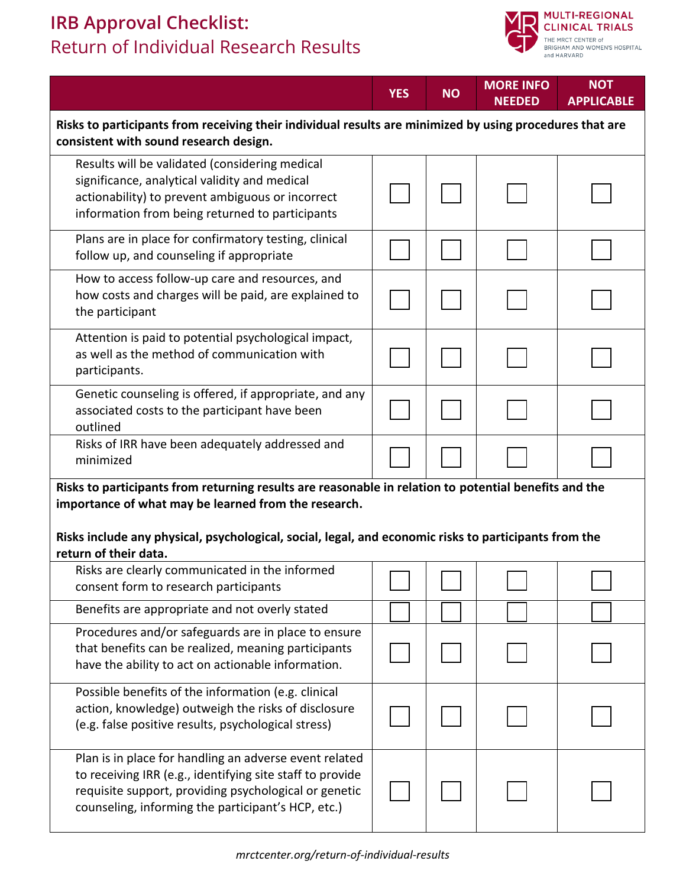# IRB Approval Checklist:
## Return of Individual Research Results

MULTI-REGIONAL CLINICAL TRIALS
THE MRCT CENTER of BRIGHAM AND WOMEN'S HOSPITAL and HARVARD

| | YES | NO | MORE INFO NEEDED | NOT APPLICABLE |
|---|---|---|---|---|
| **Risks to participants from receiving their individual results are minimized by using procedures that are consistent with sound research design.** | | | | |
| Results will be validated (considering medical significance, analytical validity and medical actionability) to prevent ambiguous or incorrect information from being returned to participants | ☐ | ☐ | ☐ | ☐ |
| Plans are in place for confirmatory testing, clinical follow up, and counseling if appropriate | ☐ | ☐ | ☐ | ☐ |
| How to access follow-up care and resources, and how costs and charges will be paid, are explained to the participant | ☐ | ☐ | ☐ | ☐ |
| Attention is paid to potential psychological impact, as well as the method of communication with participants. | ☐ | ☐ | ☐ | ☐ |
| Genetic counseling is offered, if appropriate, and any associated costs to the participant have been outlined | ☐ | ☐ | ☐ | ☐ |
| Risks of IRR have been adequately addressed and minimized | ☐ | ☐ | ☐ | ☐ |
| **Risks to participants from returning results are reasonable in relation to potential benefits and the importance of what may be learned from the research.** **Risks include any physical, psychological, social, legal, and economic risks to participants from the return of their data.** | | | | |
| Risks are clearly communicated in the informed consent form to research participants | ☐ | ☐ | ☐ | ☐ |
| Benefits are appropriate and not overly stated | ☐ | ☐ | ☐ | ☐ |
| Procedures and/or safeguards are in place to ensure that benefits can be realized, meaning participants have the ability to act on actionable information. | ☐ | ☐ | ☐ | ☐ |
| Possible benefits of the information (e.g. clinical action, knowledge) outweigh the risks of disclosure (e.g. false positive results, psychological stress) | ☐ | ☐ | ☐ | ☐ |
| Plan is in place for handling an adverse event related to receiving IRR (e.g., identifying site staff to provide requisite support, providing psychological or genetic counseling, informing the participant's HCP, etc.) | ☐ | ☐ | ☐ | ☐ |

*mrctcenter.org/return-of-individual-results*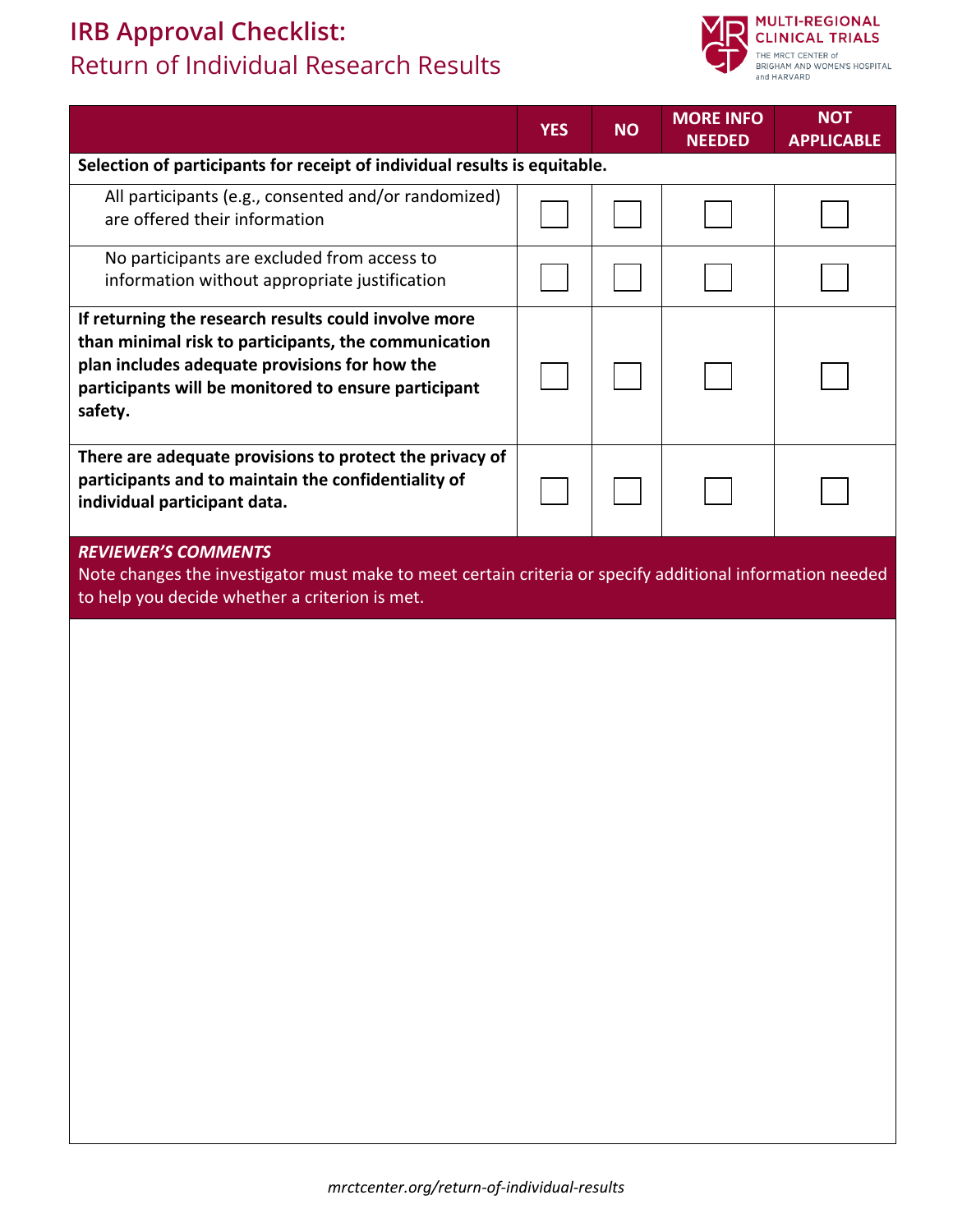# IRB Approval Checklist:
## Return of Individual Research Results

| | YES | NO | MORE INFO NEEDED | NOT APPLICABLE |
|---|---|---|---|---|
| **Selection of participants for receipt of individual results is equitable.** | | | | |
| All participants (e.g., consented and/or randomized) are offered their information | ☐ | ☐ | ☐ | ☐ |
| No participants are excluded from access to information without appropriate justification | ☐ | ☐ | ☐ | ☐ |
| **If returning the research results could involve more than minimal risk to participants, the communication plan includes adequate provisions for how the participants will be monitored to ensure participant safety.** | ☐ | ☐ | ☐ | ☐ |
| **There are adequate provisions to protect the privacy of participants and to maintain the confidentiality of individual participant data.** | ☐ | ☐ | ☐ | ☐ |

***REVIEWER'S COMMENTS***

Note changes the investigator must make to meet certain criteria or specify additional information needed to help you decide whether a criterion is met.

*mrctcenter.org/return-of-individual-results*